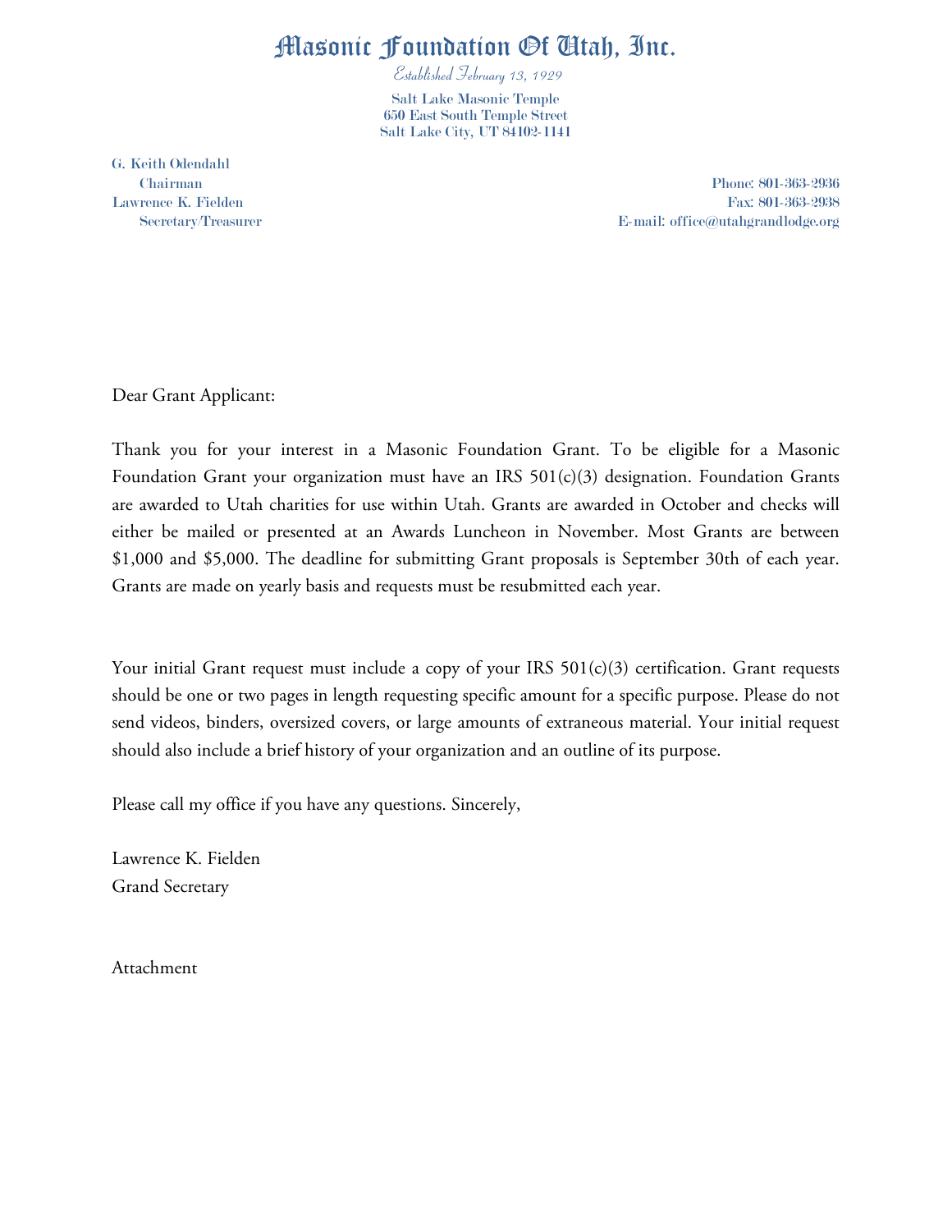# Masonic Foundation Of Utah, Inc.

*Established February 13, 1929*

**Salt Lake Masonic Temple**
**650 East South Temple Street**
**Salt Lake City, UT 84102-1141**

G. Keith Odendahl
Chairman
Lawrence K. Fielden
Secretary/Treasurer

Phone: 801-363-2936
Fax: 801-363-2938
E-mail: office@utahgrandlodge.org

Dear Grant Applicant:

Thank you for your interest in a Masonic Foundation Grant. To be eligible for a Masonic Foundation Grant your organization must have an IRS 501(c)(3) designation. Foundation Grants are awarded to Utah charities for use within Utah. Grants are awarded in October and checks will either be mailed or presented at an Awards Luncheon in November. Most Grants are between $1,000 and $5,000. The deadline for submitting Grant proposals is September 30th of each year. Grants are made on yearly basis and requests must be resubmitted each year.

Your initial Grant request must include a copy of your IRS 501(c)(3) certification. Grant requests should be one or two pages in length requesting specific amount for a specific purpose. Please do not send videos, binders, oversized covers, or large amounts of extraneous material. Your initial request should also include a brief history of your organization and an outline of its purpose.

Please call my office if you have any questions. Sincerely,

Lawrence K. Fielden
Grand Secretary

Attachment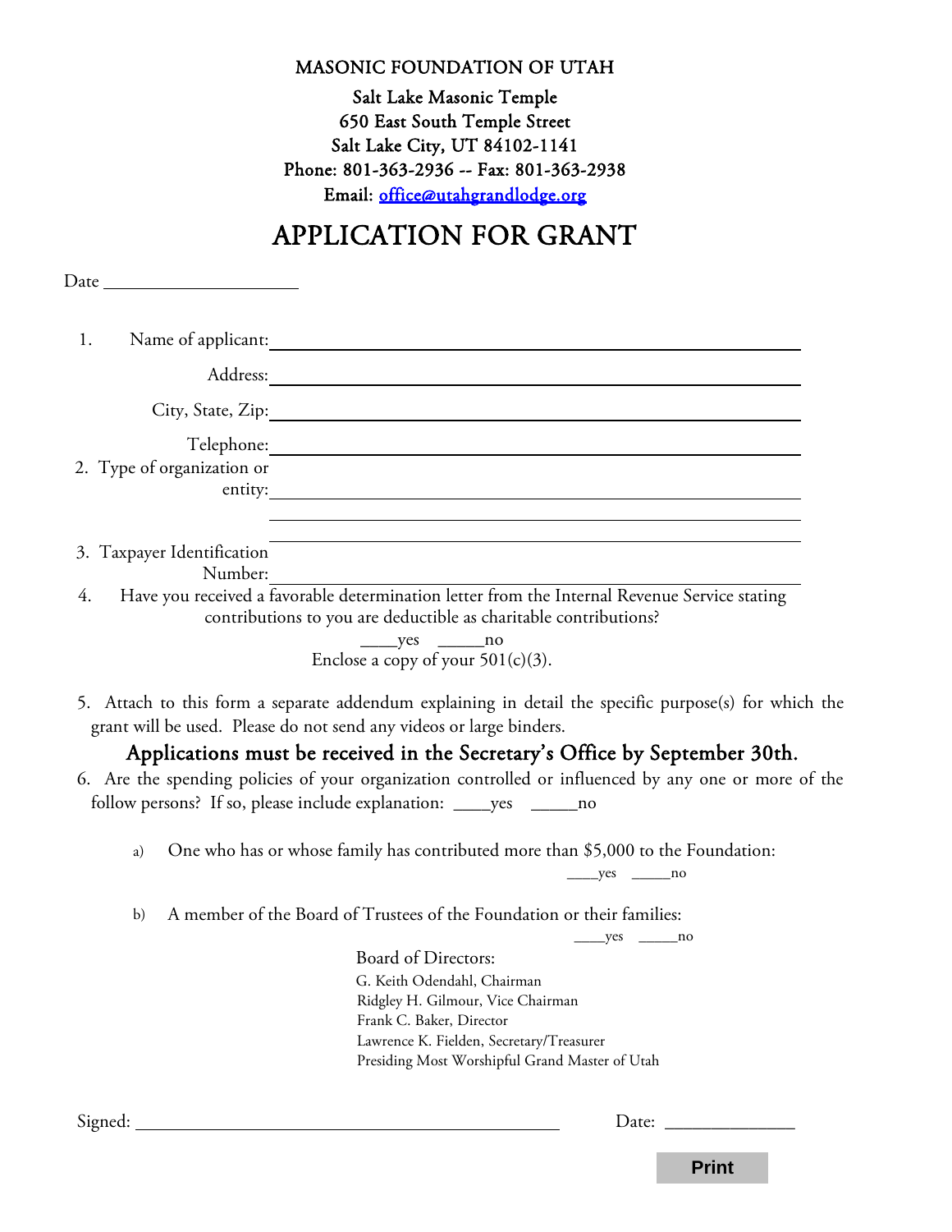MASONIC FOUNDATION OF UTAH

Salt Lake Masonic Temple
650 East South Temple Street
Salt Lake City, UT 84102-1141
Phone: 801-363-2936 -- Fax: 801-363-2938
Email: office@utahgrandlodge.org

# APPLICATION FOR GRANT

Date ____________________

1. Name of applicant: ____________________

   Address: ____________________

   City, State, Zip: ____________________

   Telephone: ____________________

2. Type of organization or entity: ____________________

3. Taxpayer Identification Number: ____________________

4. Have you received a favorable determination letter from the Internal Revenue Service stating contributions to you are deductible as charitable contributions?

   ____yes  _____no

   Enclose a copy of your 501(c)(3).

5. Attach to this form a separate addendum explaining in detail the specific purpose(s) for which the grant will be used. Please do not send any videos or large binders.

**Applications must be received in the Secretary's Office by September 30th.**

6. Are the spending policies of your organization controlled or influenced by any one or more of the follow persons? If so, please include explanation: ____yes  _____no

   a) One who has or whose family has contributed more than $5,000 to the Foundation:

      ____yes  _____no

   b) A member of the Board of Trustees of the Foundation or their families:

      ____yes  _____no

Board of Directors:
G. Keith Odendahl, Chairman
Ridgley H. Gilmour, Vice Chairman
Frank C. Baker, Director
Lawrence K. Fielden, Secretary/Treasurer
Presiding Most Worshipful Grand Master of Utah

Signed: ______________________________  Date: ______________

Print